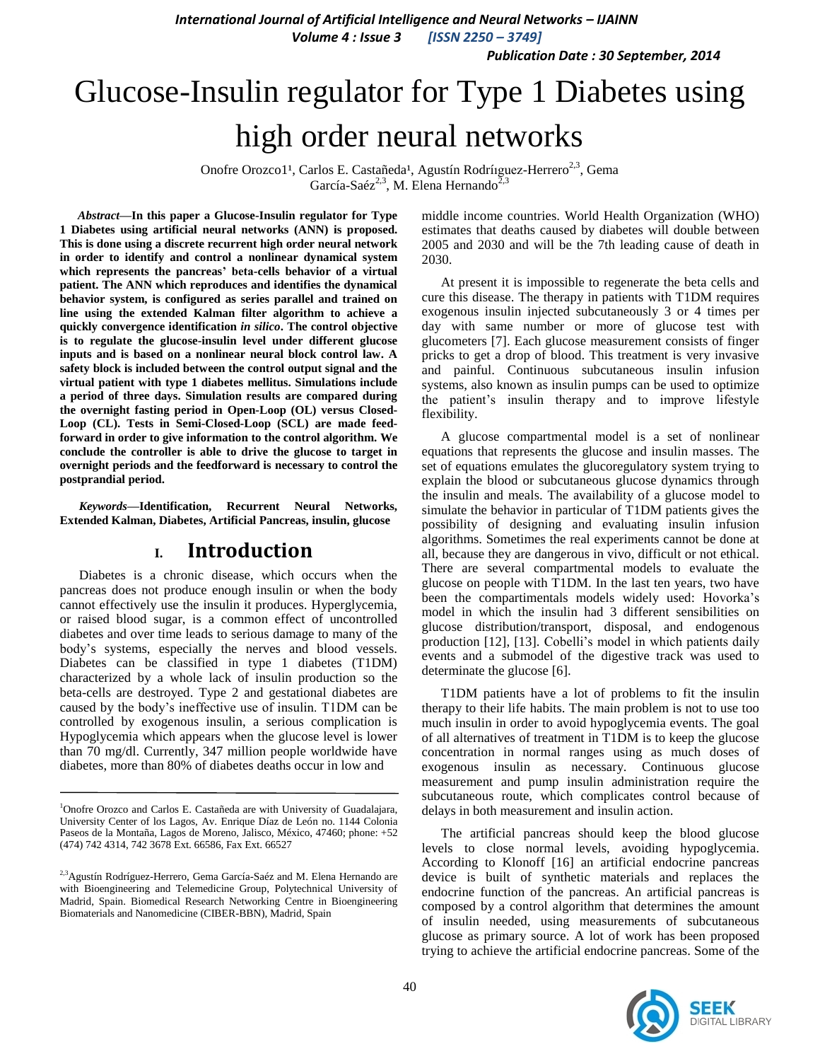# Glucose-Insulin regulator for Type 1 Diabetes using high order neural networks

Onofre Orozco1[1], Carlos E. Castañeda[1], Agustín Rodrıguez-Herrero[2,3], Gema García-Saéz[2,3], M. Elena Hernando[2,3]

***Abstract*—In this paper a Glucose-Insulin regulator for Type 1 Diabetes using artificial neural networks (ANN) is proposed. This is done using a discrete recurrent high order neural network in order to identify and control a nonlinear dynamical system which represents the pancreas' beta-cells behavior of a virtual patient. The ANN which reproduces and identifies the dynamical behavior system, is configured as series parallel and trained on line using the extended Kalman filter algorithm to achieve a quickly convergence identification *in silico*. The control objective is to regulate the glucose-insulin level under different glucose inputs and is based on a nonlinear neural block control law. A safety block is included between the control output signal and the virtual patient with type 1 diabetes mellitus. Simulations include a period of three days. Simulation results are compared during the overnight fasting period in Open-Loop (OL) versus Closed-Loop (CL). Tests in Semi-Closed-Loop (SCL) are made feed-forward in order to give information to the control algorithm. We conclude the controller is able to drive the glucose to target in overnight periods and the feedforward is necessary to control the postprandial period.**

***Keywords*—Identification, Recurrent Neural Networks, Extended Kalman, Diabetes, Artificial Pancreas, insulin, glucose**

## I. Introduction

Diabetes is a chronic disease, which occurs when the pancreas does not produce enough insulin or when the body cannot effectively use the insulin it produces. Hyperglycemia, or raised blood sugar, is a common effect of uncontrolled diabetes and over time leads to serious damage to many of the body's systems, especially the nerves and blood vessels. Diabetes can be classified in type 1 diabetes (T1DM) characterized by a whole lack of insulin production so the beta-cells are destroyed. Type 2 and gestational diabetes are caused by the body's ineffective use of insulin. T1DM can be controlled by exogenous insulin, a serious complication is Hypoglycemia which appears when the glucose level is lower than 70 mg/dl. Currently, 347 million people worldwide have diabetes, more than 80% of diabetes deaths occur in low and middle income countries. World Health Organization (WHO) estimates that deaths caused by diabetes will double between 2005 and 2030 and will be the 7th leading cause of death in 2030.

At present it is impossible to regenerate the beta cells and cure this disease. The therapy in patients with T1DM requires exogenous insulin injected subcutaneously 3 or 4 times per day with same number or more of glucose test with glucometers [7]. Each glucose measurement consists of finger pricks to get a drop of blood. This treatment is very invasive and painful. Continuous subcutaneous insulin infusion systems, also known as insulin pumps can be used to optimize the patient's insulin therapy and to improve lifestyle flexibility.

A glucose compartmental model is a set of nonlinear equations that represents the glucose and insulin masses. The set of equations emulates the glucoregulatory system trying to explain the blood or subcutaneous glucose dynamics through the insulin and meals. The availability of a glucose model to simulate the behavior in particular of T1DM patients gives the possibility of designing and evaluating insulin infusion algorithms. Sometimes the real experiments cannot be done at all, because they are dangerous in vivo, difficult or not ethical. There are several compartmental models to evaluate the glucose on people with T1DM. In the last ten years, two have been the compartimentals models widely used: Hovorka's model in which the insulin had 3 different sensibilities on glucose distribution/transport, disposal, and endogenous production [12], [13]. Cobelli's model in which patients daily events and a submodel of the digestive track was used to determinate the glucose [6].

T1DM patients have a lot of problems to fit the insulin therapy to their life habits. The main problem is not to use too much insulin in order to avoid hypoglycemia events. The goal of all alternatives of treatment in T1DM is to keep the glucose concentration in normal ranges using as much doses of exogenous insulin as necessary. Continuous glucose measurement and pump insulin administration require the subcutaneous route, which complicates control because of delays in both measurement and insulin action.

The artificial pancreas should keep the blood glucose levels to close normal levels, avoiding hypoglycemia. According to Klonoff [16] an artificial endocrine pancreas device is built of synthetic materials and replaces the endocrine function of the pancreas. An artificial pancreas is composed by a control algorithm that determines the amount of insulin needed, using measurements of subcutaneous glucose as primary source. A lot of work has been proposed trying to achieve the artificial endocrine pancreas. Some of the

---

[1]Onofre Orozco and Carlos E. Castañeda are with University of Guadalajara, University Center of los Lagos, Av. Enrique Díaz de León no. 1144 Colonia Paseos de la Montaña, Lagos de Moreno, Jalisco, México, 47460; phone: +52 (474) 742 4314, 742 3678 Ext. 66586, Fax Ext. 66527

[2,3]Agustín Rodríguez-Herrero, Gema García-Saéz and M. Elena Hernando are with Bioengineering and Telemedicine Group, Polytechnical University of Madrid, Spain. Biomedical Research Networking Centre in Bioengineering Biomaterials and Nanomedicine (CIBER-BBN), Madrid, Spain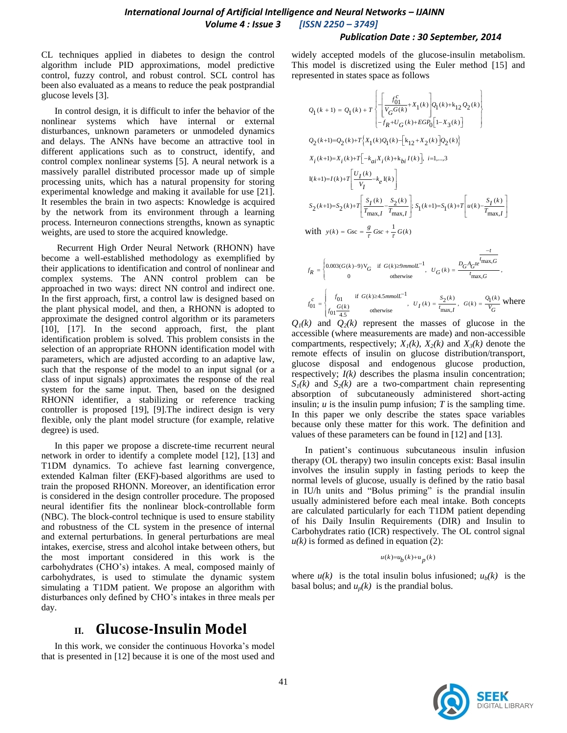CL techniques applied in diabetes to design the control algorithm include PID approximations, model predictive control, fuzzy control, and robust control. SCL control has been also evaluated as a means to reduce the peak postprandial glucose levels [3].

In control design, it is difficult to infer the behavior of the nonlinear systems which have internal or external disturbances, unknown parameters or unmodeled dynamics and delays. The ANNs have become an attractive tool in different applications such as to construct, identify, and control complex nonlinear systems [5]. A neural network is a massively parallel distributed processor made up of simple processing units, which has a natural propensity for storing experimental knowledge and making it available for use [21]. It resembles the brain in two aspects: Knowledge is acquired by the network from its environment through a learning process. Interneuron connections strengths, known as synaptic weights, are used to store the acquired knowledge.

Recurrent High Order Neural Network (RHONN) have become a well-established methodology as exemplified by their applications to identification and control of nonlinear and complex systems. The ANN control problem can be approached in two ways: direct NN control and indirect one. In the first approach, first, a control law is designed based on the plant physical model, and then, a RHONN is adopted to approximate the designed control algorithm or its parameters [10], [17]. In the second approach, first, the plant identification problem is solved. This problem consists in the selection of an appropriate RHONN identification model with parameters, which are adjusted according to an adaptive law, such that the response of the model to an input signal (or a class of input signals) approximates the response of the real system for the same input. Then, based on the designed RHONN identifier, a stabilizing or reference tracking controller is proposed [19], [9].The indirect design is very flexible, only the plant model structure (for example, relative degree) is used.

In this paper we propose a discrete-time recurrent neural network in order to identify a complete model [12], [13] and T1DM dynamics. To achieve fast learning convergence, extended Kalman filter (EKF)-based algorithms are used to train the proposed RHONN. Moreover, an identification error is considered in the design controller procedure. The proposed neural identifier fits the nonlinear block-controllable form (NBC). The block-control technique is used to ensure stability and robustness of the CL system in the presence of internal and external perturbations. In general perturbations are meal intakes, exercise, stress and alcohol intake between others, but the most important considered in this work is the carbohydrates (CHO's) intakes. A meal, composed mainly of carbohydrates, is used to stimulate the glucose system simulating a T1DM patient. We propose an algorithm with disturbances only defined by CHO's intakes in three meals per day.

## II. Glucose-Insulin Model

In this work, we consider the continuous Hovorka's model that is presented in [12] because it is one of the most used and widely accepted models of the glucose-insulin metabolism. This model is discretized using the Euler method [15] and represented in states space as follows

$$Q_1(k+1) = Q_1(k) + T\left\{ \begin{aligned} &-\left[\frac{f_{01}^{c}}{V_G G(k)} + X_1(k)\right] Q_1(k) + k_{12} Q_2(k) \\ &- f_R + U_G(k) + EGP_0\left[1 - X_3(k)\right] \end{aligned} \right\}$$

$$Q_2(k+1) = Q_2(k) + T\left\{X_1(k) Q_1(k) - \left[k_{12} + X_2(k)\right] Q_2(k)\right\}$$

$$X_i(k+1) = X_i(k) + T\left[-k_{ai} X_i(k) + k_{bi} I(k)\right], \; i=1,\ldots,3$$

$$I(k+1) = I(k) + T\left[\frac{U_I(k)}{V_I} - k_e I(k)\right]$$

$$S_2(k+1) = S_2(k) + T\left[\frac{S_I(k)}{T_{\max,I}} - \frac{S_2(k)}{T_{\max,I}}\right]; \; S_1(k+1) = S_1(k) + T\left[u(k) - \frac{S_I(k)}{T_{\max,I}}\right]$$

with $y(k) = \text{Gsc} = \frac{g}{\tau} Gsc + \frac{1}{\tau} G(k)$

$$f_R = \begin{cases} 0.003(G(k) - 9)V_G & \text{if } G(k) \geq 9\,mmolL^{-1} \\ 0 & \text{otherwise} \end{cases}, \quad U_G(k) = \frac{D_G A_G t e^{\frac{-t}{t_{\max,G}}}}{t_{\max,G}},$$

$$f_{01}^{c} = \begin{cases} f_{01} & \text{if } G(k) \geq 4.5\,mmolL^{-1} \\ f_{01}\frac{G(k)}{4.5} & \text{otherwise} \end{cases}, \quad U_I(k) = \frac{S_2(k)}{t_{\max,I}}, \quad G(k) = \frac{Q_1(k)}{V_G}$$

where $Q_1(k)$ and $Q_2(k)$ represent the masses of glucose in the accessible (where measurements are made) and non-accessible compartments, respectively; $X_1(k)$, $X_2(k)$ and $X_3(k)$ denote the remote effects of insulin on glucose distribution/transport, glucose disposal and endogenous glucose production, respectively; $I(k)$ describes the plasma insulin concentration; $S_1(k)$ and $S_2(k)$ are a two-compartment chain representing absorption of subcutaneously administered short-acting insulin; $u$ is the insulin pump infusion; $T$ is the sampling time. In this paper we only describe the states space variables because only these matter for this work. The definition and values of these parameters can be found in [12] and [13].

In patient's continuous subcutaneous insulin infusion therapy (OL therapy) two insulin concepts exist: Basal insulin involves the insulin supply in fasting periods to keep the normal levels of glucose, usually is defined by the ratio basal in IU/h units and "Bolus priming" is the prandial insulin usually administered before each meal intake. Both concepts are calculated particularly for each T1DM patient depending of his Daily Insulin Requirements (DIR) and Insulin to Carbohydrates ratio (ICR) respectively. The OL control signal $u(k)$ is formed as defined in equation (2):

$$u(k) = u_b(k) + u_p(k)$$

where $u(k)$ is the total insulin bolus infusioned; $u_b(k)$ is the basal bolus; and $u_p(k)$ is the prandial bolus.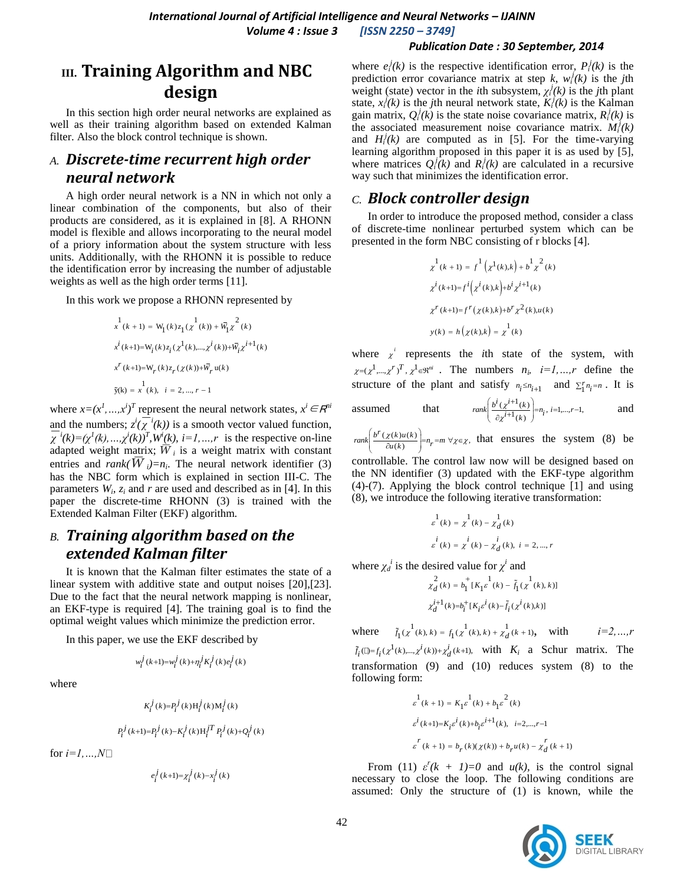## III. Training Algorithm and NBC design

In this section high order neural networks are explained as well as their training algorithm based on extended Kalman filter. Also the block control technique is shown.

### A. Discrete-time recurrent high order neural network

A high order neural network is a NN in which not only a linear combination of the components, but also of their products are considered, as it is explained in [8]. A RHONN model is flexible and allows incorporating to the neural model of a priory information about the system structure with less units. Additionally, with the RHONN it is possible to reduce the identification error by increasing the number of adjustable weights as well as the high order terms [11].

In this work we propose a RHONN represented by

$$x^1(k+1) = W_1(k)z_1(\chi^1(k)) + \bar{W}_1\chi^2(k)$$
$$x^i(k+1) = W_i(k)z_i(\chi^1(k),...,\chi^i(k)) + \bar{W}_i\chi^{i+1}(k)$$
$$x^r(k+1) = W_r(k)z_r(\chi(k)) + \bar{W}_r\, u(k)$$
$$\hat{y}(k) = x^1(k), \quad i = 2,...,r-1$$

where $x=(x^1,...,x^i)^T$ represent the neural network states, $x^i \in R^{ni}$ and the numbers; $z^i(\overline{\chi}^i(k))$ is a smooth vector valued function, $\overline{\chi}^i(k)=(\chi^1(k),...,\chi^i(k))^T, W^i(k), i=1,...,r$ is the respective on-line adapted weight matrix; $\bar{W}_i$ is a weight matrix with constant entries and $rank(\bar{W}_i)=n_i$. The neural network identifier (3) has the NBC form which is explained in section III-C. The parameters $W_i$, $z_i$ and $r$ are used and described as in [4]. In this paper the discrete-time RHONN (3) is trained with the Extended Kalman Filter (EKF) algorithm.

### B. Training algorithm based on the extended Kalman filter

It is known that the Kalman filter estimates the state of a linear system with additive state and output noises [20],[23]. Due to the fact that the neural network mapping is nonlinear, an EKF-type is required [4]. The training goal is to find the optimal weight values which minimize the prediction error.

In this paper, we use the EKF described by

$$w_i^j(k+1)=w_i^j(k)+\eta_i^j K_i^j(k)e_i^j(k)$$

where

$$K_i^j(k)=P_i^j(k)H_i^j(k)M_i^j(k)$$

$$P_i^j(k+1)=P_i^j(k)-K_i^j(k)H_i^{jT}P_i^j(k)+Q_i^j(k)$$

for $i=1,...,N$□

$$e_i^j(k+1)=\chi_i^j(k)-x_i^j(k)$$

where $e_i^j(k)$ is the respective identification error, $P_i^j(k)$ is the prediction error covariance matrix at step $k$, $w_i^j(k)$ is the $j$th weight (state) vector in the $i$th subsystem, $\chi_i^j(k)$ is the $j$th plant state, $x_i^j(k)$ is the $j$th neural network state, $K_i^j(k)$ is the Kalman gain matrix, $Q_i^j(k)$ is the state noise covariance matrix, $R_i^j(k)$ is the associated measurement noise covariance matrix. $M_i^j(k)$ and $H_i^j(k)$ are computed as in [5]. For the time-varying learning algorithm proposed in this paper it is as used by [5], where matrices $Q_i^j(k)$ and $R_i^j(k)$ are calculated in a recursive way such that minimizes the identification error.

### C. Block controller design

In order to introduce the proposed method, consider a class of discrete-time nonlinear perturbed system which can be presented in the form NBC consisting of r blocks [4].

$$\chi^1(k+1) = f^1\left(\chi^1(k),k\right) + b^1\chi^2(k)$$
$$\chi^i(k+1)=f^i\left(\chi^i(k),k\right)+b^i\chi^{i+1}(k)$$
$$\chi^r(k+1)=f^r\left(\chi(k),k\right)+b^r\chi^2(k),u(k)$$
$$y(k) = h\left(\chi(k),k\right) = \chi^1(k)$$

where $\chi^i$ represents the $i$th state of the system, with $\chi=(\chi^1,...,\chi^r)^T, \chi^1\in\Re^{ni}$. The numbers $n_i$, $i=1,...,r$ define the structure of the plant and satisfy $n_i \le n_{i+1}$ and $\sum_1^r n_i = n$. It is assumed that $rank\left(\dfrac{b^i(\chi^{i+1}(k)}{\partial\chi^{i+1}(k)}\right)=n_i,\ i=1,...,r-1,$ and $rank\left(\dfrac{b^r(\chi(k)u(k)}{\partial u(k)}\right)=n_r=m\ \forall\chi\in\chi$, that ensures the system (8) be controllable. The control law now will be designed based on the NN identifier (3) updated with the EKF-type algorithm (4)-(7). Applying the block control technique [1] and using (8), we introduce the following iterative transformation:

$$\varepsilon^1(k) = \chi^1(k) - \chi_d^1(k)$$
$$\varepsilon^i(k) = \chi^i(k) - \chi_d^i(k), \ i=2,...,r$$

where $\chi_d{}^i$ is the desired value for $\chi^i$ and

$$\chi_d^2(k) = b_1^+[K_1\varepsilon^1(k) - \tilde{f}_1(\chi^1(k),k)]$$
$$\chi_d^{i+1}(k)=b_i^+[K_i\varepsilon^i(k)-\tilde{f}_i(\chi^i(k),k)]$$

where $\tilde{f}_1(\chi^1(k),k) = f_1(\chi^1(k),k) + \chi_d^1(k+1)$, with $i=2,...,r$ $\tilde{f}_i(□)=f_i(\chi^1(k),...,\chi^i(k))+\chi_d^i(k+1)$, with $K_i$ a Schur matrix. The transformation (9) and (10) reduces system (8) to the following form:

$$\varepsilon^1(k+1) = K_1\varepsilon^1(k) + b_1\varepsilon^2(k)$$
$$\varepsilon^i(k+1)=K_i\varepsilon^i(k)+b_i\varepsilon^{i+1}(k),\ \ i=2,...,r-1$$
$$\varepsilon^r(k+1) = b_r(k)(\chi(k)) + b_r u(k) - \chi_d^r(k+1)$$

From (11) $\varepsilon^r(k+1)=0$ and $u(k)$, is the control signal necessary to close the loop. The following conditions are assumed: Only the structure of (1) is known, while the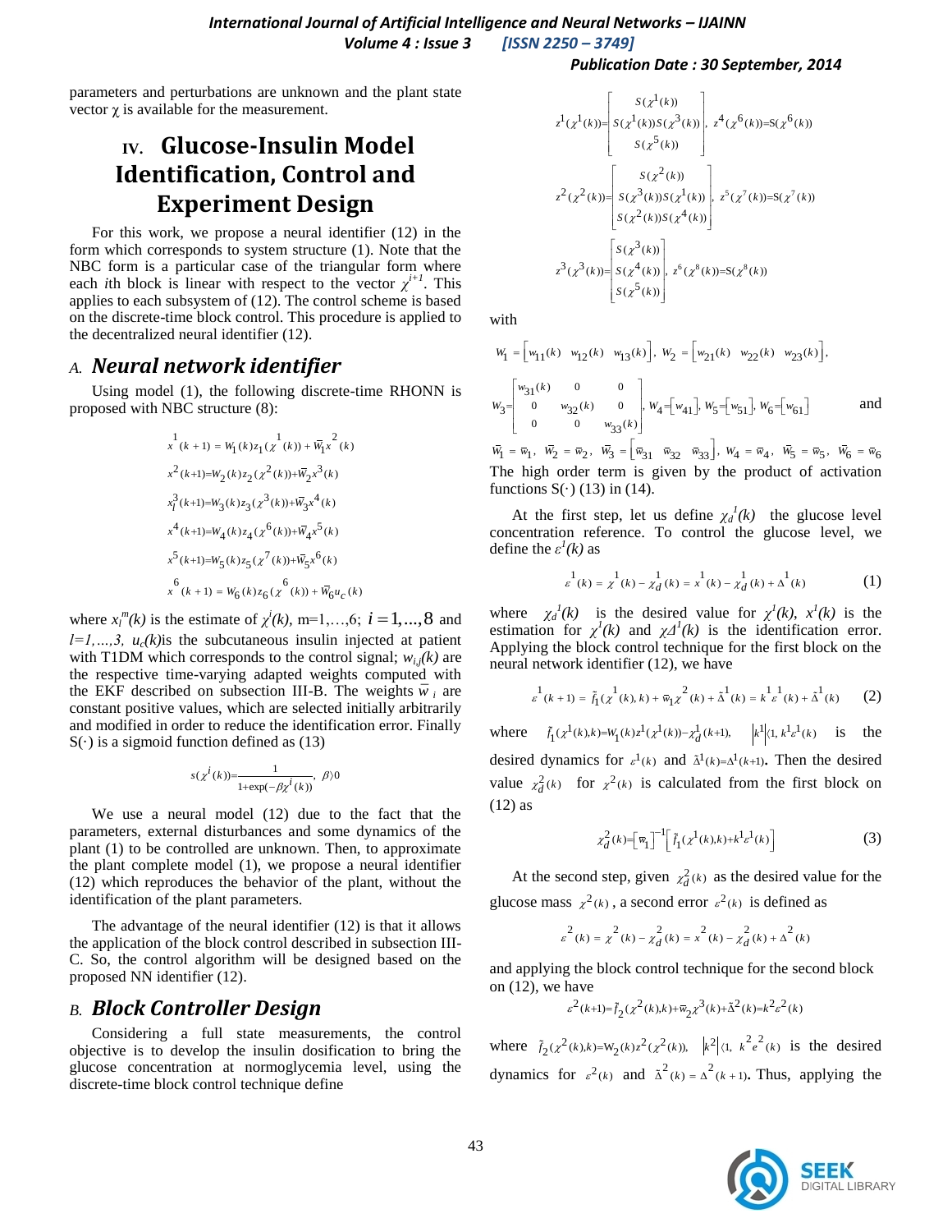parameters and perturbations are unknown and the plant state vector $\chi$ is available for the measurement.

# IV. Glucose-Insulin Model Identification, Control and Experiment Design

For this work, we propose a neural identifier (12) in the form which corresponds to system structure (1). Note that the NBC form is a particular case of the triangular form where each *i*th block is linear with respect to the vector $\chi^{i+1}$. This applies to each subsystem of (12). The control scheme is based on the discrete-time block control. This procedure is applied to the decentralized neural identifier (12).

## A. *Neural network identifier*

Using model (1), the following discrete-time RHONN is proposed with NBC structure (8):

$$x^1(k+1) = W_1(k)z_1(\chi^1(k)) + \bar{W}_1 x^2(k)$$

$$x^2(k+1) = W_2(k)z_2(\chi^2(k)) + \bar{W}_2 x^3(k)$$

$$x_l^3(k+1) = W_3(k)z_3(\chi^3(k)) + \bar{W}_3 x^4(k)$$

$$x^4(k+1) = W_4(k)z_4(\chi^6(k)) + \bar{W}_4 x^5(k)$$

$$x^5(k+1) = W_5(k)z_5(\chi^7(k)) + \bar{W}_5 x^6(k)$$

$$x^6(k+1) = W_6(k)z_6(\chi^6(k)) + \bar{W}_6 u_c(k)$$

where $x_l^m(k)$ is the estimate of $\chi^i(k)$, m=1,…,6; $i = 1,...,8$ and $l=1,...,3$, $u_c(k)$is the subcutaneous insulin injected at patient with T1DM which corresponds to the control signal; $w_{i,j}(k)$ are the respective time-varying adapted weights computed with the EKF described on subsection III-B. The weights $\bar{w}_i$ are constant positive values, which are selected initially arbitrarily and modified in order to reduce the identification error. Finally $S(\cdot)$ is a sigmoid function defined as (13)

$$s(\chi^i(k)) = \frac{1}{1+\exp(-\beta\chi^i(k))}, \ \beta \rangle 0$$

We use a neural model (12) due to the fact that the parameters, external disturbances and some dynamics of the plant (1) to be controlled are unknown. Then, to approximate the plant complete model (1), we propose a neural identifier (12) which reproduces the behavior of the plant, without the identification of the plant parameters.

The advantage of the neural identifier (12) is that it allows the application of the block control described in subsection III-C. So, the control algorithm will be designed based on the proposed NN identifier (12).

## B. *Block Controller Design*

Considering a full state measurements, the control objective is to develop the insulin dosification to bring the glucose concentration at normoglycemia level, using the discrete-time block control technique define

$$z^1(\chi^1(k)) = \begin{bmatrix} S(\chi^1(k)) \\ S(\chi^1(k))S(\chi^3(k)) \\ S(\chi^5(k)) \end{bmatrix}, \ z^4(\chi^6(k)) = S(\chi^6(k))$$

$$z^2(\chi^2(k)) = \begin{bmatrix} S(\chi^2(k)) \\ S(\chi^3(k))S(\chi^1(k)) \\ S(\chi^2(k))S(\chi^4(k)) \end{bmatrix}, \ z^5(\chi^7(k)) = S(\chi^7(k))$$

$$z^3(\chi^3(k)) = \begin{bmatrix} S(\chi^3(k)) \\ S(\chi^4(k)) \\ S(\chi^5(k)) \end{bmatrix}, \ z^6(\chi^8(k)) = S(\chi^8(k))$$

with

$$W_1 = \begin{bmatrix} w_{11}(k) & w_{12}(k) & w_{13}(k) \end{bmatrix}, \ W_2 = \begin{bmatrix} w_{21}(k) & w_{22}(k) & w_{23}(k) \end{bmatrix},$$

$$W_3 = \begin{bmatrix} w_{31}(k) & 0 & 0 \\ 0 & w_{32}(k) & 0 \\ 0 & 0 & w_{33}(k) \end{bmatrix}, \ W_4 = \begin{bmatrix} w_{41} \end{bmatrix}, \ W_5 = \begin{bmatrix} w_{51} \end{bmatrix}, \ W_6 = \begin{bmatrix} w_{61} \end{bmatrix} \quad \text{and}$$

$$\bar{W}_1 = \bar{w}_1, \ \bar{W}_2 = \bar{w}_2, \ \bar{W}_3 = \begin{bmatrix} \bar{w}_{31} & \bar{w}_{32} & \bar{w}_{33} \end{bmatrix}, \ W_4 = \bar{w}_4, \ \bar{W}_5 = \bar{w}_5, \ \bar{W}_6 = \bar{w}_6$$

The high order term is given by the product of activation functions $S(\cdot)$ (13) in (14).

At the first step, let us define $\chi_d^1(k)$ the glucose level concentration reference. To control the glucose level, we define the $\varepsilon^1(k)$ as

$$\varepsilon^1(k) = \chi^1(k) - \chi_d^1(k) = x^1(k) - \chi_d^1(k) + \Delta^1(k) \tag{1}$$

where $\chi_d^1(k)$ is the desired value for $\chi^1(k)$, $x^1(k)$ is the estimation for $\chi^1(k)$ and $\chi\Delta^1(k)$ is the identification error. Applying the block control technique for the first block on the neural network identifier (12), we have

$$\varepsilon^1(k+1) = \tilde{f}_1(\chi^1(k), k) + \bar{w}_1\chi^2(k) + \tilde{\Delta}^1(k) = k^1\varepsilon^1(k) + \tilde{\Delta}^1(k) \tag{2}$$

where $\tilde{f}_1(\chi^1(k),k) = W_1(k)z^1(\chi^1(k)) - \chi_d^1(k+1)$, $\left|k^1\right|\langle 1$, $k^1\varepsilon^1(k)$ is the desired dynamics for $\varepsilon^1(k)$ and $\tilde{\Delta}^1(k) = \Delta^1(k+1)$. Then the desired value $\chi_d^2(k)$ for $\chi^2(k)$ is calculated from the first block on (12) as

$$\chi_d^2(k) = \left[\bar{w}_1\right]^{-1}\left[\tilde{f}_1(\chi^1(k),k) + k^1\varepsilon^1(k)\right] \tag{3}$$

At the second step, given $\chi_d^2(k)$ as the desired value for the glucose mass $\chi^2(k)$, a second error $\varepsilon^2(k)$ is defined as

$$\varepsilon^2(k) = \chi^2(k) - \chi_d^2(k) = x^2(k) - \chi_d^2(k) + \Delta^2(k)$$

and applying the block control technique for the second block on (12), we have

$$\varepsilon^2(k+1) = \tilde{f}_2(\chi^2(k),k) + \bar{w}_2\chi^3(k) + \tilde{\Delta}^2(k) = k^2\varepsilon^2(k)$$

where $\tilde{f}_2(\chi^2(k),k) = W_2(k)z^2(\chi^2(k))$, $\left|k^2\right|\langle 1$, $k^2 e^2(k)$ is the desired dynamics for $\varepsilon^2(k)$ and $\tilde{\Delta}^2(k) = \Delta^2(k+1)$. Thus, applying the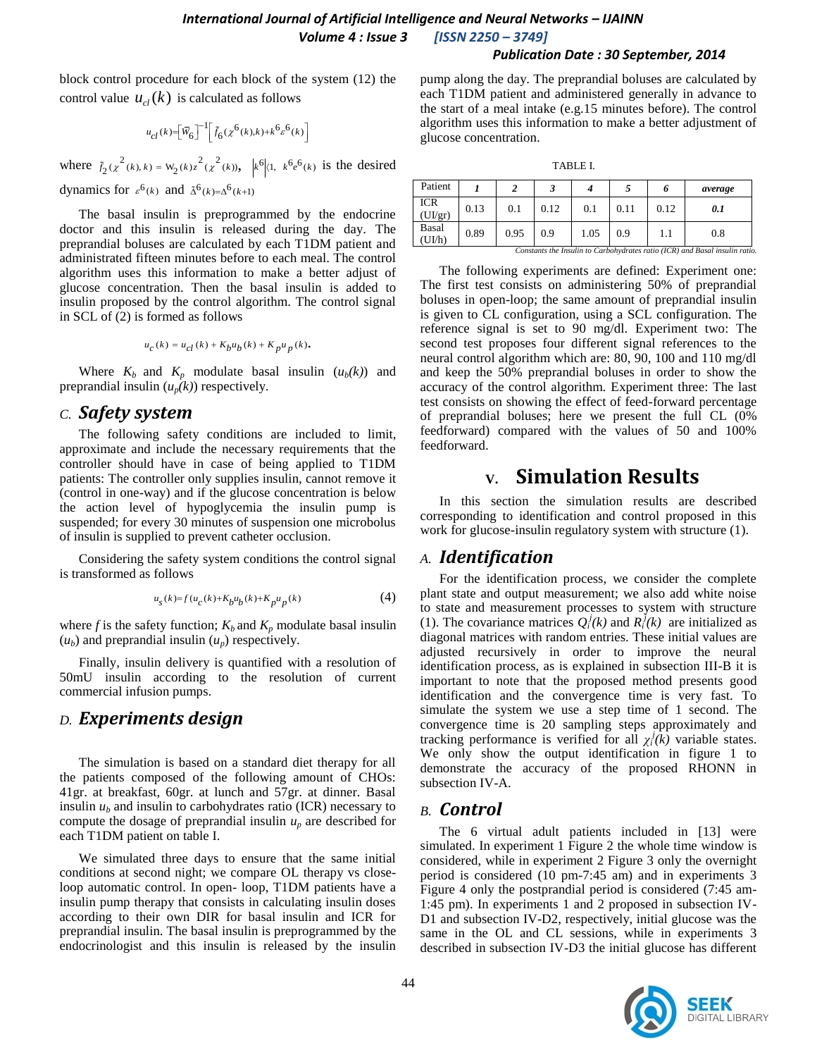block control procedure for each block of the system (12) the control value $u_{cl}(k)$ is calculated as follows

$$u_{cl}(k)=\left[\bar{w}_6\right]^{-1}\left[\tilde{f}_6(\chi^6(k),k)+k^6\varepsilon^6(k)\right]$$

where $\tilde{f}_2(\chi^2(k),k)=w_2(k)z^2(\chi^2(k))$, $\left|k^6\right|\langle 1,\ k^6e^6(k)$ is the desired dynamics for $\varepsilon^6(k)$ and $\tilde{\Delta}^6(k)=\Delta^6(k+1)$

The basal insulin is preprogrammed by the endocrine doctor and this insulin is released during the day. The preprandial boluses are calculated by each T1DM patient and administrated fifteen minutes before to each meal. The control algorithm uses this information to make a better adjust of glucose concentration. Then the basal insulin is added to insulin proposed by the control algorithm. The control signal in SCL of (2) is formed as follows

$$u_c(k)=u_{cl}(k)+K_bu_b(k)+K_pu_p(k).$$

Where $K_b$ and $K_p$ modulate basal insulin ($u_b(k)$) and preprandial insulin ($u_p(k)$) respectively.

## C. *Safety system*

The following safety conditions are included to limit, approximate and include the necessary requirements that the controller should have in case of being applied to T1DM patients: The controller only supplies insulin, cannot remove it (control in one-way) and if the glucose concentration is below the action level of hypoglycemia the insulin pump is suspended; for every 30 minutes of suspension one microbolus of insulin is supplied to prevent catheter occlusion.

Considering the safety system conditions the control signal is transformed as follows

$$u_s(k)=f\left(u_c(k)+K_bu_b(k)+K_pu_p(k)\right) \tag{4}$$

where $f$ is the safety function; $K_b$ and $K_p$ modulate basal insulin ($u_b$) and preprandial insulin ($u_p$) respectively.

Finally, insulin delivery is quantified with a resolution of 50mU insulin according to the resolution of current commercial infusion pumps.

## D. *Experiments design*

The simulation is based on a standard diet therapy for all the patients composed of the following amount of CHOs: 41gr. at breakfast, 60gr. at lunch and 57gr. at dinner. Basal insulin $u_b$ and insulin to carbohydrates ratio (ICR) necessary to compute the dosage of preprandial insulin $u_p$ are described for each T1DM patient on table I.

We simulated three days to ensure that the same initial conditions at second night; we compare OL therapy vs close-loop automatic control. In open- loop, T1DM patients have a insulin pump therapy that consists in calculating insulin doses according to their own DIR for basal insulin and ICR for preprandial insulin. The basal insulin is preprogrammed by the endocrinologist and this insulin is released by the insulin pump along the day. The preprandial boluses are calculated by each T1DM patient and administered generally in advance to the start of a meal intake (e.g.15 minutes before). The control algorithm uses this information to make a better adjustment of glucose concentration.

TABLE I.

| Patient | *1* | *2* | *3* | *4* | *5* | *6* | *average* |
|---|---|---|---|---|---|---|---|
| ICR (UI/gr) | 0.13 | 0.1 | 0.12 | 0.1 | 0.11 | 0.12 | ***0.1*** |
| Basal (UI/h) | 0.89 | 0.95 | 0.9 | 1.05 | 0.9 | 1.1 | 0.8 |

*Constants the Insulin to Carbohydrates ratio (ICR) and Basal insulin ratio.*

The following experiments are defined: Experiment one: The first test consists on administering 50% of preprandial boluses in open-loop; the same amount of preprandial insulin is given to CL configuration, using a SCL configuration. The reference signal is set to 90 mg/dl. Experiment two: The second test proposes four different signal references to the neural control algorithm which are: 80, 90, 100 and 110 mg/dl and keep the 50% preprandial boluses in order to show the accuracy of the control algorithm. Experiment three: The last test consists on showing the effect of feed-forward percentage of preprandial boluses; here we present the full CL (0% feedforward) compared with the values of 50 and 100% feedforward.

# V. Simulation Results

In this section the simulation results are described corresponding to identification and control proposed in this work for glucose-insulin regulatory system with structure (1).

## A. *Identification*

For the identification process, we consider the complete plant state and output measurement; we also add white noise to state and measurement processes to system with structure (1). The covariance matrices $Q_i^j(k)$ and $R_i^j(k)$ are initialized as diagonal matrices with random entries. These initial values are adjusted recursively in order to improve the neural identification process, as is explained in subsection III-B it is important to note that the proposed method presents good identification and the convergence time is very fast. To simulate the system we use a step time of 1 second. The convergence time is 20 sampling steps approximately and tracking performance is verified for all $\chi_i^j(k)$ variable states. We only show the output identification in figure 1 to demonstrate the accuracy of the proposed RHONN in subsection IV-A.

## B. *Control*

The 6 virtual adult patients included in [13] were simulated. In experiment 1 Figure 2 the whole time window is considered, while in experiment 2 Figure 3 only the overnight period is considered (10 pm-7:45 am) and in experiments 3 Figure 4 only the postprandial period is considered (7:45 am-1:45 pm). In experiments 1 and 2 proposed in subsection IV-D1 and subsection IV-D2, respectively, initial glucose was the same in the OL and CL sessions, while in experiments 3 described in subsection IV-D3 the initial glucose has different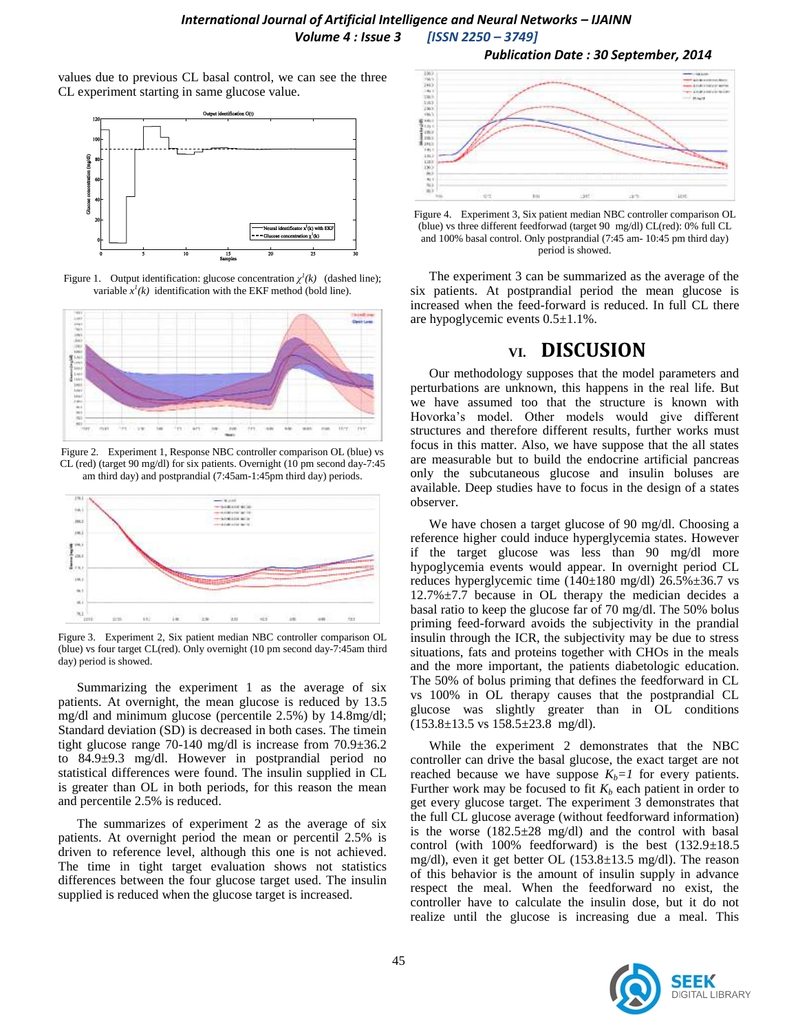values due to previous CL basal control, we can see the three CL experiment starting in same glucose value.

Figure 1. Output identification: glucose concentration $\chi^1(k)$ (dashed line); variable $x^1(k)$ identification with the EKF method (bold line).

Figure 2. Experiment 1, Response NBC controller comparison OL (blue) vs CL (red) (target 90 mg/dl) for six patients. Overnight (10 pm second day-7:45 am third day) and postprandial (7:45am-1:45pm third day) periods.

Figure 3. Experiment 2, Six patient median NBC controller comparison OL (blue) vs four target CL(red). Only overnight (10 pm second day-7:45am third day) period is showed.

Summarizing the experiment 1 as the average of six patients. At overnight, the mean glucose is reduced by 13.5 mg/dl and minimum glucose (percentile 2.5%) by 14.8mg/dl; Standard deviation (SD) is decreased in both cases. The timein tight glucose range 70-140 mg/dl is increase from 70.9±36.2 to 84.9±9.3 mg/dl. However in postprandial period no statistical differences were found. The insulin supplied in CL is greater than OL in both periods, for this reason the mean and percentile 2.5% is reduced.

The summarizes of experiment 2 as the average of six patients. At overnight period the mean or percentil 2.5% is driven to reference level, although this one is not achieved. The time in tight target evaluation shows not statistics differences between the four glucose target used. The insulin supplied is reduced when the glucose target is increased.

Figure 4. Experiment 3, Six patient median NBC controller comparison OL (blue) vs three different feedforwad (target 90 mg/dl) CL(red): 0% full CL and 100% basal control. Only postprandial (7:45 am- 10:45 pm third day) period is showed.

The experiment 3 can be summarized as the average of the six patients. At postprandial period the mean glucose is increased when the feed-forward is reduced. In full CL there are hypoglycemic events 0.5±1.1%.

## VI. DISCUSION

Our methodology supposes that the model parameters and perturbations are unknown, this happens in the real life. But we have assumed too that the structure is known with Hovorka's model. Other models would give different structures and therefore different results, further works must focus in this matter. Also, we have suppose that the all states are measurable but to build the endocrine artificial pancreas only the subcutaneous glucose and insulin boluses are available. Deep studies have to focus in the design of a states observer.

We have chosen a target glucose of 90 mg/dl. Choosing a reference higher could induce hyperglycemia states. However if the target glucose was less than 90 mg/dl more hypoglycemia events would appear. In overnight period CL reduces hyperglycemic time (140±180 mg/dl) 26.5%±36.7 vs 12.7%±7.7 because in OL therapy the medician decides a basal ratio to keep the glucose far of 70 mg/dl. The 50% bolus priming feed-forward avoids the subjectivity in the prandial insulin through the ICR, the subjectivity may be due to stress situations, fats and proteins together with CHOs in the meals and the more important, the patients diabetologic education. The 50% of bolus priming that defines the feedforward in CL vs 100% in OL therapy causes that the postprandial CL glucose was slightly greater than in OL conditions (153.8±13.5 vs 158.5±23.8 mg/dl).

While the experiment 2 demonstrates that the NBC controller can drive the basal glucose, the exact target are not reached because we have suppose $K_b=1$ for every patients. Further work may be focused to fit $K_b$ each patient in order to get every glucose target. The experiment 3 demonstrates that the full CL glucose average (without feedforward information) is the worse (182.5±28 mg/dl) and the control with basal control (with 100% feedforward) is the best (132.9±18.5 mg/dl), even it get better OL (153.8±13.5 mg/dl). The reason of this behavior is the amount of insulin supply in advance respect the meal. When the feedforward no exist, the controller have to calculate the insulin dose, but it do not realize until the glucose is increasing due a meal. This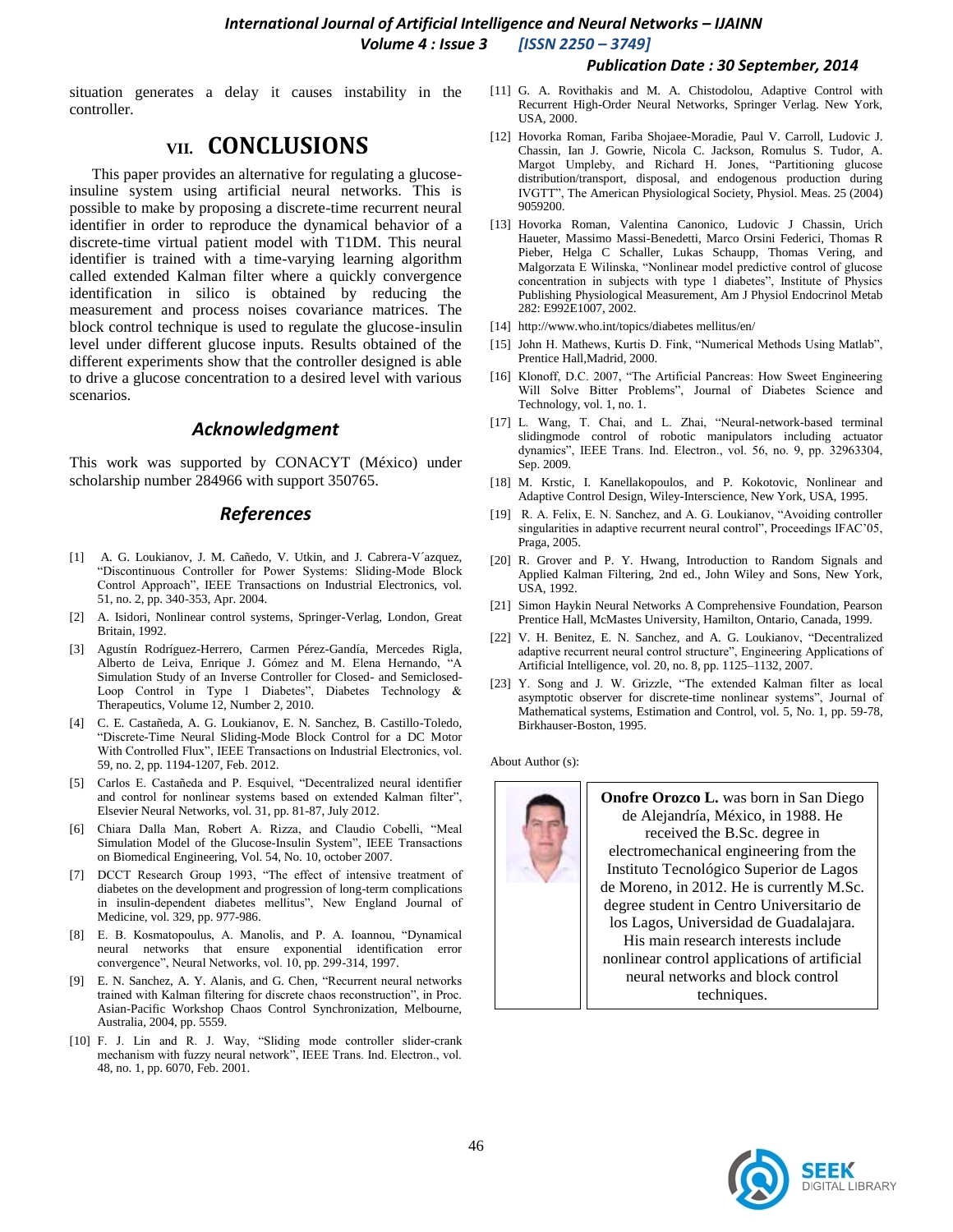situation generates a delay it causes instability in the controller.

## VII. CONCLUSIONS

This paper provides an alternative for regulating a glucose-insuline system using artificial neural networks. This is possible to make by proposing a discrete-time recurrent neural identifier in order to reproduce the dynamical behavior of a discrete-time virtual patient model with T1DM. This neural identifier is trained with a time-varying learning algorithm called extended Kalman filter where a quickly convergence identification in silico is obtained by reducing the measurement and process noises covariance matrices. The block control technique is used to regulate the glucose-insulin level under different glucose inputs. Results obtained of the different experiments show that the controller designed is able to drive a glucose concentration to a desired level with various scenarios.

### *Acknowledgment*

This work was supported by CONACYT (México) under scholarship number 284966 with support 350765.

### *References*

[1] A. G. Loukianov, J. M. Cañedo, V. Utkin, and J. Cabrera-V´azquez, "Discontinuous Controller for Power Systems: Sliding-Mode Block Control Approach", IEEE Transactions on Industrial Electronics, vol. 51, no. 2, pp. 340-353, Apr. 2004.

[2] A. Isidori, Nonlinear control systems, Springer-Verlag, London, Great Britain, 1992.

[3] Agustín Rodríguez-Herrero, Carmen Pérez-Gandía, Mercedes Rigla, Alberto de Leiva, Enrique J. Gómez and M. Elena Hernando, "A Simulation Study of an Inverse Controller for Closed- and Semiclosed-Loop Control in Type 1 Diabetes", Diabetes Technology & Therapeutics, Volume 12, Number 2, 2010.

[4] C. E. Castañeda, A. G. Loukianov, E. N. Sanchez, B. Castillo-Toledo, "Discrete-Time Neural Sliding-Mode Block Control for a DC Motor With Controlled Flux", IEEE Transactions on Industrial Electronics, vol. 59, no. 2, pp. 1194-1207, Feb. 2012.

[5] Carlos E. Castañeda and P. Esquivel, "Decentralized neural identifier and control for nonlinear systems based on extended Kalman filter", Elsevier Neural Networks, vol. 31, pp. 81-87, July 2012.

[6] Chiara Dalla Man, Robert A. Rizza, and Claudio Cobelli, "Meal Simulation Model of the Glucose-Insulin System", IEEE Transactions on Biomedical Engineering, Vol. 54, No. 10, october 2007.

[7] DCCT Research Group 1993, "The effect of intensive treatment of diabetes on the development and progression of long-term complications in insulin-dependent diabetes mellitus", New England Journal of Medicine, vol. 329, pp. 977-986.

[8] E. B. Kosmatopoulus, A. Manolis, and P. A. Ioannou, "Dynamical neural networks that ensure exponential identification error convergence", Neural Networks, vol. 10, pp. 299-314, 1997.

[9] E. N. Sanchez, A. Y. Alanis, and G. Chen, "Recurrent neural networks trained with Kalman filtering for discrete chaos reconstruction", in Proc. Asian-Pacific Workshop Chaos Control Synchronization, Melbourne, Australia, 2004, pp. 5559.

[10] F. J. Lin and R. J. Way, "Sliding mode controller slider-crank mechanism with fuzzy neural network", IEEE Trans. Ind. Electron., vol. 48, no. 1, pp. 6070, Feb. 2001.

[11] G. A. Rovithakis and M. A. Chistodolou, Adaptive Control with Recurrent High-Order Neural Networks, Springer Verlag. New York, USA, 2000.

[12] Hovorka Roman, Fariba Shojaee-Moradie, Paul V. Carroll, Ludovic J. Chassin, Ian J. Gowrie, Nicola C. Jackson, Romulus S. Tudor, A. Margot Umpleby, and Richard H. Jones, "Partitioning glucose distribution/transport, disposal, and endogenous production during IVGTT", The American Physiological Society, Physiol. Meas. 25 (2004) 9059200.

[13] Hovorka Roman, Valentina Canonico, Ludovic J Chassin, Urich Haueter, Massimo Massi-Benedetti, Marco Orsini Federici, Thomas R Pieber, Helga C Schaller, Lukas Schaupp, Thomas Vering, and Malgorzata E Wilinska, "Nonlinear model predictive control of glucose concentration in subjects with type 1 diabetes", Institute of Physics Publishing Physiological Measurement, Am J Physiol Endocrinol Metab 282: E992E1007, 2002.

[14] http://www.who.int/topics/diabetes mellitus/en/

[15] John H. Mathews, Kurtis D. Fink, "Numerical Methods Using Matlab", Prentice Hall,Madrid, 2000.

[16] Klonoff, D.C. 2007, "The Artificial Pancreas: How Sweet Engineering Will Solve Bitter Problems", Journal of Diabetes Science and Technology, vol. 1, no. 1.

[17] L. Wang, T. Chai, and L. Zhai, "Neural-network-based terminal slidingmode control of robotic manipulators including actuator dynamics", IEEE Trans. Ind. Electron., vol. 56, no. 9, pp. 32963304, Sep. 2009.

[18] M. Krstic, I. Kanellakopoulos, and P. Kokotovic, Nonlinear and Adaptive Control Design, Wiley-Interscience, New York, USA, 1995.

[19] R. A. Felix, E. N. Sanchez, and A. G. Loukianov, "Avoiding controller singularities in adaptive recurrent neural control", Proceedings IFAC'05, Praga, 2005.

[20] R. Grover and P. Y. Hwang, Introduction to Random Signals and Applied Kalman Filtering, 2nd ed., John Wiley and Sons, New York, USA, 1992.

[21] Simon Haykin Neural Networks A Comprehensive Foundation, Pearson Prentice Hall, McMastes University, Hamilton, Ontario, Canada, 1999.

[22] V. H. Benitez, E. N. Sanchez, and A. G. Loukianov, "Decentralized adaptive recurrent neural control structure", Engineering Applications of Artificial Intelligence, vol. 20, no. 8, pp. 1125–1132, 2007.

[23] Y. Song and J. W. Grizzle, "The extended Kalman filter as local asymptotic observer for discrete-time nonlinear systems", Journal of Mathematical systems, Estimation and Control, vol. 5, No. 1, pp. 59-78, Birkhauser-Boston, 1995.

About Author (s):

**Onofre Orozco L.** was born in San Diego de Alejandría, México, in 1988. He received the B.Sc. degree in electromechanical engineering from the Instituto Tecnológico Superior de Lagos de Moreno, in 2012. He is currently M.Sc. degree student in Centro Universitario de los Lagos, Universidad de Guadalajara. His main research interests include nonlinear control applications of artificial neural networks and block control techniques.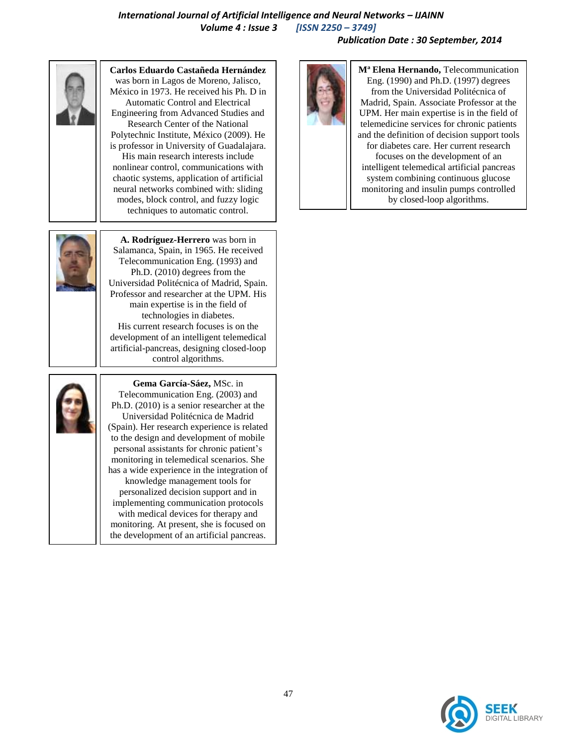**Carlos Eduardo Castañeda Hernández** was born in Lagos de Moreno, Jalisco, México in 1973. He received his Ph. D in Automatic Control and Electrical Engineering from Advanced Studies and Research Center of the National Polytechnic Institute, México (2009). He is professor in University of Guadalajara. His main research interests include nonlinear control, communications with chaotic systems, application of artificial neural networks combined with: sliding modes, block control, and fuzzy logic techniques to automatic control.

**A. Rodríguez-Herrero** was born in Salamanca, Spain, in 1965. He received Telecommunication Eng. (1993) and Ph.D. (2010) degrees from the Universidad Politécnica of Madrid, Spain. Professor and researcher at the UPM. His main expertise is in the field of technologies in diabetes. His current research focuses is on the development of an intelligent telemedical artificial-pancreas, designing closed-loop control algorithms.

**Gema García-Sáez,** MSc. in Telecommunication Eng. (2003) and Ph.D. (2010) is a senior researcher at the Universidad Politécnica de Madrid (Spain). Her research experience is related to the design and development of mobile personal assistants for chronic patient's monitoring in telemedical scenarios. She has a wide experience in the integration of knowledge management tools for personalized decision support and in implementing communication protocols with medical devices for therapy and monitoring. At present, she is focused on the development of an artificial pancreas.

**Mª Elena Hernando,** Telecommunication Eng. (1990) and Ph.D. (1997) degrees from the Universidad Politécnica of Madrid, Spain. Associate Professor at the UPM. Her main expertise is in the field of telemedicine services for chronic patients and the definition of decision support tools for diabetes care. Her current research focuses on the development of an intelligent telemedical artificial pancreas system combining continuous glucose monitoring and insulin pumps controlled by closed-loop algorithms.